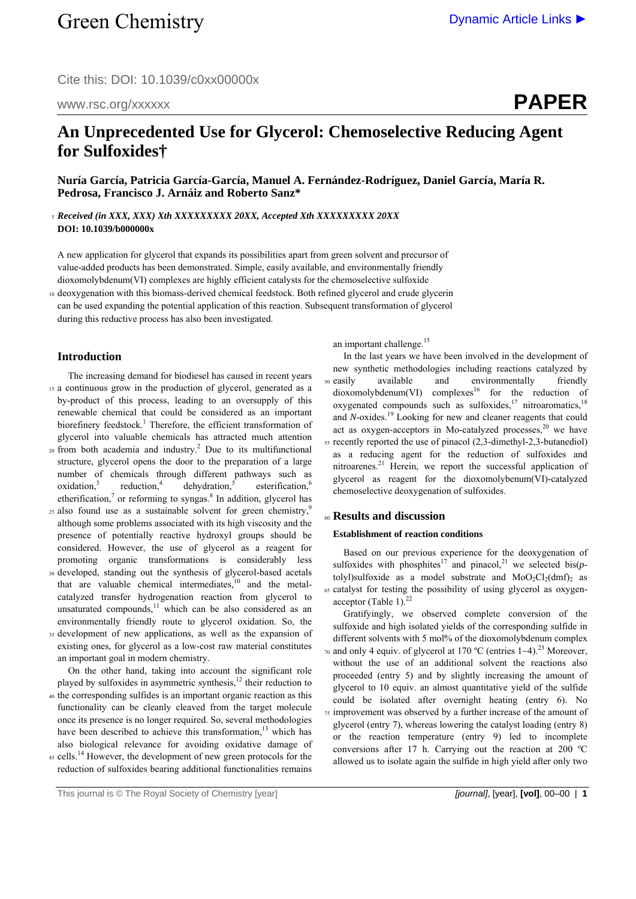# An Unprecedented Use for Glycerol: Chemoselective Reducing Agent for Sulfoxides†

**Nuría García, Patricia García-García, Manuel A. Fernández-Rodríguez, Daniel García, María R. Pedrosa, Francisco J. Arnáiz and Roberto Sanz***

***Received (in XXX, XXX) Xth XXXXXXXXX 20XX, Accepted Xth XXXXXXXXX 20XX***
**DOI: 10.1039/b000000x**

A new application for glycerol that expands its possibilities apart from green solvent and precursor of value-added products has been demonstrated. Simple, easily available, and environmentally friendly dioxomolybdenum(VI) complexes are highly efficient catalysts for the chemoselective sulfoxide deoxygenation with this biomass-derived chemical feedstock. Both refined glycerol and crude glycerin can be used expanding the potential application of this reaction. Subsequent transformation of glycerol during this reductive process has also been investigated.

## Introduction

The increasing demand for biodiesel has caused in recent years a continuous grow in the production of glycerol, generated as a by-product of this process, leading to an oversupply of this renewable chemical that could be considered as an important biorefinery feedstock.[1] Therefore, the efficient transformation of glycerol into valuable chemicals has attracted much attention from both academia and industry.[2] Due to its multifunctional structure, glycerol opens the door to the preparation of a large number of chemicals through different pathways such as oxidation,[3] reduction,[4] dehydration,[5] esterification,[6] etherification,[7] or reforming to syngas.[8] In addition, glycerol has also found use as a sustainable solvent for green chemistry,[9] although some problems associated with its high viscosity and the presence of potentially reactive hydroxyl groups should be considered. However, the use of glycerol as a reagent for promoting organic transformations is considerably less developed, standing out the synthesis of glycerol-based acetals that are valuable chemical intermediates,[10] and the metal-catalyzed transfer hydrogenation reaction from glycerol to unsaturated compounds,[11] which can be also considered as an environmentally friendly route to glycerol oxidation. So, the development of new applications, as well as the expansion of existing ones, for glycerol as a low-cost raw material constitutes an important goal in modern chemistry.

On the other hand, taking into account the significant role played by sulfoxides in asymmetric synthesis,[12] their reduction to the corresponding sulfides is an important organic reaction as this functionality can be cleanly cleaved from the target molecule once its presence is no longer required. So, several methodologies have been described to achieve this transformation,[13] which has also biological relevance for avoiding oxidative damage of cells.[14] However, the development of new green protocols for the reduction of sulfoxides bearing additional functionalities remains an important challenge.[15]

In the last years we have been involved in the development of new synthetic methodologies including reactions catalyzed by easily available and environmentally friendly dioxomolybdenum(VI) complexes[16] for the reduction of oxygenated compounds such as sulfoxides,[17] nitroaromatics,[18] and *N*-oxides.[19] Looking for new and cleaner reagents that could act as oxygen-acceptors in Mo-catalyzed processes,[20] we have recently reported the use of pinacol (2,3-dimethyl-2,3-butanediol) as a reducing agent for the reduction of sulfoxides and nitroarenes.[21] Herein, we report the successful application of glycerol as reagent for the dioxomolybenum(VI)-catalyzed chemoselective deoxygenation of sulfoxides.

## Results and discussion

### Establishment of reaction conditions

Based on our previous experience for the deoxygenation of sulfoxides with phosphites[17] and pinacol,[21] we selected bis(*p*-tolyl)sulfoxide as a model substrate and $MoO_2Cl_2(dmf)_2$ as catalyst for testing the possibility of using glycerol as oxygen-acceptor (Table 1).[22]

Gratifyingly, we observed complete conversion of the sulfoxide and high isolated yields of the corresponding sulfide in different solvents with 5 mol% of the dioxomolybdenum complex and only 4 equiv. of glycerol at 170 ºC (entries 1–4).[23] Moreover, without the use of an additional solvent the reactions also proceeded (entry 5) and by slightly increasing the amount of glycerol to 10 equiv. an almost quantitative yield of the sulfide could be isolated after overnight heating (entry 6). No improvement was observed by a further increase of the amount of glycerol (entry 7), whereas lowering the catalyst loading (entry 8) or the reaction temperature (entry 9) led to incomplete conversions after 17 h. Carrying out the reaction at 200 ºC allowed us to isolate again the sulfide in high yield after only two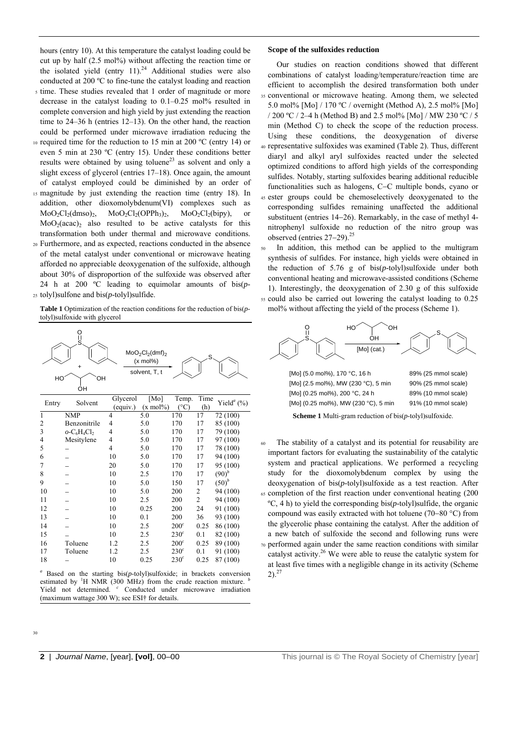hours (entry 10). At this temperature the catalyst loading could be cut up by half (2.5 mol%) without affecting the reaction time or the isolated yield (entry 11).[24] Additional studies were also conducted at 200 ºC to fine-tune the catalyst loading and reaction time. These studies revealed that 1 order of magnitude or more decrease in the catalyst loading to 0.1–0.25 mol% resulted in complete conversion and high yield by just extending the reaction time to 24–36 h (entries 12–13). On the other hand, the reaction could be performed under microwave irradiation reducing the required time for the reduction to 15 min at 200 ºC (entry 14) or even 5 min at 230 ºC (entry 15). Under these conditions better results were obtained by using toluene[23] as solvent and only a slight excess of glycerol (entries 17–18). Once again, the amount of catalyst employed could be diminished by an order of magnitude by just extending the reaction time (entry 18). In addition, other dioxomolybdenum(VI) complexes such as $MoO_2Cl_2(dmso)_2$, $MoO_2Cl_2(OPPh_3)_2$, $MoO_2Cl_2(bipy)$, or $MoO_2(acac)_2$ also resulted to be active catalysts for this transformation both under thermal and microwave conditions. Furthermore, and as expected, reactions conducted in the absence of the metal catalyst under conventional or microwave heating afforded no appreciable deoxygenation of the sulfoxide, although about 30% of disproportion of the sulfoxide was observed after 24 h at 200 ºC leading to equimolar amounts of bis(*p*-tolyl)sulfone and bis(*p*-tolyl)sulfide.

**Table 1** Optimization of the reaction conditions for the reduction of bis(*p*-tolyl)sulfoxide with glycerol

Bis(*p*-tolyl)sulfoxide + glycerol → ($MoO_2Cl_2(dmf)_2$ (x mol%), solvent, T, t) → bis(*p*-tolyl)sulfide

| Entry | Solvent | Glycerol (equiv.) | [Mo] (x mol%) | Temp. (°C) | Time (h) | Yield[a] (%) |
|---|---|---|---|---|---|---|
| 1 | NMP | 4 | 5.0 | 170 | 17 | 72 (100) |
| 2 | Benzonitrile | 4 | 5.0 | 170 | 17 | 85 (100) |
| 3 | $o$-$C_6H_4Cl_2$ | 4 | 5.0 | 170 | 17 | 79 (100) |
| 4 | Mesitylene | 4 | 5.0 | 170 | 17 | 97 (100) |
| 5 | – | 4 | 5.0 | 170 | 17 | 78 (100) |
| 6 | – | 10 | 5.0 | 170 | 17 | 94 (100) |
| 7 | – | 20 | 5.0 | 170 | 17 | 95 (100) |
| 8 | – | 10 | 2.5 | 170 | 17 | (90)[b] |
| 9 | – | 10 | 5.0 | 150 | 17 | (50)[b] |
| 10 | – | 10 | 5.0 | 200 | 2 | 94 (100) |
| 11 | – | 10 | 2.5 | 200 | 2 | 94 (100) |
| 12 | – | 10 | 0.25 | 200 | 24 | 91 (100) |
| 13 | – | 10 | 0.1 | 200 | 36 | 93 (100) |
| 14 | – | 10 | 2.5 | 200[c] | 0.25 | 86 (100) |
| 15 | – | 10 | 2.5 | 230[c] | 0.1 | 82 (100) |
| 16 | Toluene | 1.2 | 2.5 | 200[c] | 0.25 | 89 (100) |
| 17 | Toluene | 1.2 | 2.5 | 230[c] | 0.1 | 91 (100) |
| 18 | – | 10 | 0.25 | 230[c] | 0.25 | 87 (100) |

[a] Based on the starting bis(*p*-tolyl)sulfoxide; in brackets conversion estimated by $^1H$ NMR (300 MHz) from the crude reaction mixture. [b] Yield not determined. [c] Conducted under microwave irradiation (maximum wattage 300 W); see ESI† for details.

### Scope of the sulfoxides reduction

Our studies on reaction conditions showed that different combinations of catalyst loading/temperature/reaction time are efficient to accomplish the desired transformation both under conventional or microwave heating. Among them, we selected 5.0 mol% [Mo] / 170 ºC / overnight (Method A), 2.5 mol% [Mo] / 200 ºC / 2–4 h (Method B) and 2.5 mol% [Mo] / MW 230 ºC / 5 min (Method C) to check the scope of the reduction process. Using these conditions, the deoxygenation of diverse representative sulfoxides was examined (Table 2). Thus, different diaryl and alkyl aryl sulfoxides reacted under the selected optimized conditions to afford high yields of the corresponding sulfides. Notably, starting sulfoxides bearing additional reducible functionalities such as halogens, C−C multiple bonds, cyano or ester groups could be chemoselectively deoxygenated to the corresponding sulfides remaining unaffected the additional substituent (entries 14−26). Remarkably, in the case of methyl 4-nitrophenyl sulfoxide no reduction of the nitro group was observed (entries 27−29).[25]

In addition, this method can be applied to the multigram synthesis of sulfides. For instance, high yields were obtained in the reduction of 5.76 g of bis(*p*-tolyl)sulfoxide under both conventional heating and microwave-assisted conditions (Scheme 1). Interestingly, the deoxygenation of 2.30 g of this sulfoxide could also be carried out lowering the catalyst loading to 0.25 mol% without affecting the yield of the process (Scheme 1).

Bis(*p*-tolyl)sulfoxide → (glycerol, [Mo] (cat.)) → bis(*p*-tolyl)sulfide

| Conditions | Yield |
|---|---|
| [Mo] (5.0 mol%), 170 °C, 16 h | 89% (25 mmol scale) |
| [Mo] (2.5 mol%), MW (230 °C), 5 min | 90% (25 mmol scale) |
| [Mo] (0.25 mol%), 200 °C, 24 h | 89% (10 mmol scale) |
| [Mo] (0.25 mol%), MW (230 °C), 5 min | 91% (10 mmol scale) |

**Scheme 1** Multi-gram reduction of bis(*p*-tolyl)sulfoxide.

The stability of a catalyst and its potential for reusability are important factors for evaluating the sustainability of the catalytic system and practical applications. We performed a recycling study for the dioxomolybdenum complex by using the deoxygenation of bis(*p*-tolyl)sulfoxide as a test reaction. After completion of the first reaction under conventional heating (200 ºC, 4 h) to yield the corresponding bis(*p*-tolyl)sulfide, the organic compound was easily extracted with hot toluene (70−80 °C) from the glycerolic phase containing the catalyst. After the addition of a new batch of sulfoxide the second and following runs were performed again under the same reaction conditions with similar catalyst activity.[26] We were able to reuse the catalytic system for at least five times with a negligible change in its activity (Scheme 2).[27]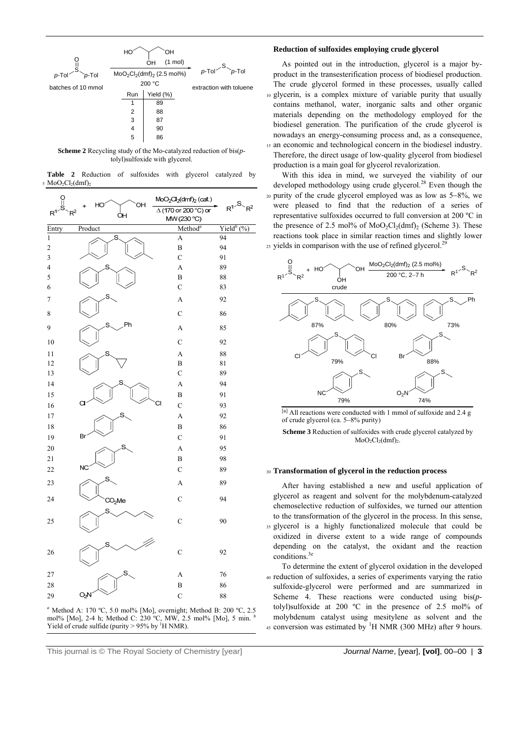Scheme 2 (reaction scheme): $p$-Tol–S(O)–$p$-Tol (batches of 10 mmol) + glycerol (1 mol), $MoO_2Cl_2(dmf)_2$ (2.5 mol%), 200 °C → $p$-Tol–S–$p$-Tol (extraction with toluene)

| Run | Yield (%) |
|---|---|
| 1 | 89 |
| 2 | 88 |
| 3 | 87 |
| 4 | 90 |
| 5 | 86 |

**Scheme 2** Recycling study of the Mo-catalyzed reduction of bis($p$-tolyl)sulfoxide with glycerol.

**Table 2** Reduction of sulfoxides with glycerol catalyzed by $MoO_2Cl_2(dmf)_2$

$R^1$–S(O)–$R^2$ + glycerol → $R^1$–S–$R^2$; $MoO_2Cl_2(dmf)_2$ (cat.), Δ (170 or 200 °C) or MW (230 °C)

| Entry | Product | Method[a] | Yield[b] (%) |
|---|---|---|---|
| 1 | bis($p$-tolyl) sulfide | A | 94 |
| 2 | | B | 94 |
| 3 | | C | 91 |
| 4 | diphenyl sulfide | A | 89 |
| 5 | | B | 88 |
| 6 | | C | 83 |
| 7 | methyl phenyl sulfide | A | 92 |
| 8 | | C | 86 |
| 9 | benzyl phenyl sulfide | A | 85 |
| 10 | | C | 92 |
| 11 | cyclopropyl phenyl sulfide | A | 88 |
| 12 | | B | 81 |
| 13 | | C | 89 |
| 14 | bis(4-chlorophenyl) sulfide | A | 94 |
| 15 | | B | 91 |
| 16 | | C | 93 |
| 17 | 4-bromophenyl methyl sulfide | A | 92 |
| 18 | | B | 86 |
| 19 | | C | 91 |
| 20 | 4-cyanophenyl methyl sulfide | A | 95 |
| 21 | | B | 98 |
| 22 | | C | 89 |
| 23 | 2-($CO_2Me$)phenyl methyl sulfide | A | 89 |
| 24 | | C | 94 |
| 25 | pent-4-enyl phenyl sulfide | C | 90 |
| 26 | pent-4-ynyl phenyl sulfide | C | 92 |
| 27 | 4-nitrophenyl methyl sulfide | A | 76 |
| 28 | | B | 86 |
| 29 | | C | 88 |

[a] Method A: 170 ºC, 5.0 mol% [Mo], overnight; Method B: 200 ºC, 2.5 mol% [Mo], 2-4 h; Method C: 230 ºC, MW, 2.5 mol% [Mo], 5 min. [b] Yield of crude sulfide (purity > 95% by $^1$H NMR).

## Reduction of sulfoxides employing crude glycerol

As pointed out in the introduction, glycerol is a major by-product in the transesterification process of biodiesel production. The crude glycerol formed in these processes, usually called glycerin, is a complex mixture of variable purity that usually contains methanol, water, inorganic salts and other organic materials depending on the methodology employed for the biodiesel generation. The purification of the crude glycerol is nowadays an energy-consuming process and, as a consequence, an economic and technological concern in the biodiesel industry. Therefore, the direct usage of low-quality glycerol from biodiesel production is a main goal for glycerol revalorization.

With this idea in mind, we surveyed the viability of our developed methodology using crude glycerol.[28] Even though the purity of the crude glycerol employed was as low as 5−8%, we were pleased to find that the reduction of a series of representative sulfoxides occurred to full conversion at 200 ºC in the presence of 2.5 mol% of $MoO_2Cl_2(dmf)_2$ (Scheme 3). These reactions took place in similar reaction times and slightly lower yields in comparison with the use of refined glycerol.[29]

Scheme 3 (reaction scheme): $R^1$–S(O)–$R^2$ + crude glycerol, $MoO_2Cl_2(dmf)_2$ (2.5 mol%), 200 °C, 2–7 h → $R^1$–S–$R^2$. Products: bis($p$-tolyl) sulfide 87%; diphenyl sulfide 80%; benzyl phenyl sulfide 73%; bis(4-chlorophenyl) sulfide 79%; 4-bromophenyl methyl sulfide 88%; 4-cyanophenyl methyl sulfide 79%; 4-nitrophenyl methyl sulfide 74%.

[a] All reactions were conducted with 1 mmol of sulfoxide and 2.4 g of crude glycerol (ca. 5−8% purity)

**Scheme 3** Reduction of sulfoxides with crude glycerol catalyzed by $MoO_2Cl_2(dmf)_2$.

## Transformation of glycerol in the reduction process

After having established a new and useful application of glycerol as reagent and solvent for the molybdenum-catalyzed chemoselective reduction of sulfoxides, we turned our attention to the transformation of the glycerol in the process. In this sense, glycerol is a highly functionalized molecule that could be oxidized in diverse extent to a wide range of compounds depending on the catalyst, the oxidant and the reaction conditions.[3e]

To determine the extent of glycerol oxidation in the developed reduction of sulfoxides, a series of experiments varying the ratio sulfoxide-glycerol were performed and are summarized in Scheme 4. These reactions were conducted using bis($p$-tolyl)sulfoxide at 200 ºC in the presence of 2.5 mol% of molybdenum catalyst using mesitylene as solvent and the conversion was estimated by $^1$H NMR (300 MHz) after 9 hours.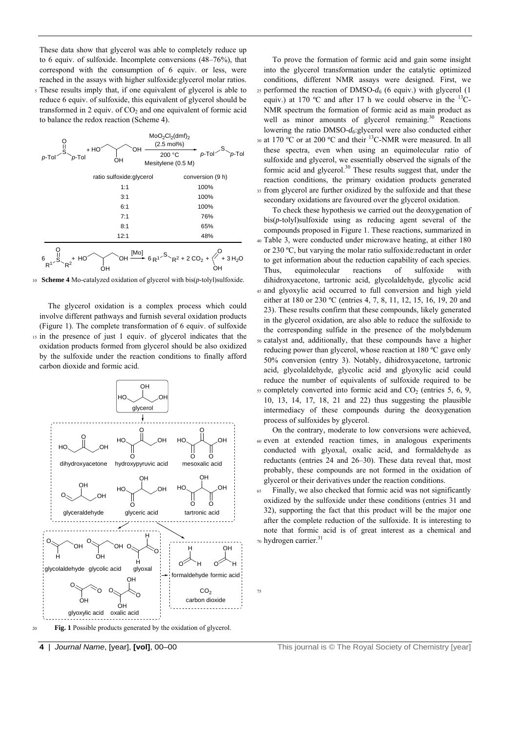These data show that glycerol was able to completely reduce up to 6 equiv. of sulfoxide. Incomplete conversions (48–76%), that correspond with the consumption of 6 equiv. or less, were reached in the assays with higher sulfoxide:glycerol molar ratios. These results imply that, if one equivalent of glycerol is able to reduce 6 equiv. of sulfoxide, this equivalent of glycerol should be transformed in 2 equiv. of $CO_2$ and one equivalent of formic acid to balance the redox reaction (Scheme 4).

$MoO_2Cl_2(dmf)_2$ (2.5 mol%), 200 °C, Mesitylene (0.5 M)

| ratio sulfoxide:glycerol | conversion (9 h) |
|---|---|
| 1:1 | 100% |
| 3:1 | 100% |
| 6:1 | 100% |
| 7:1 | 76% |
| 8:1 | 65% |
| 12:1 | 48% |

**Scheme 4** Mo-catalyzed oxidation of glycerol with bis(*p*-tolyl)sulfoxide.

The glycerol oxidation is a complex process which could involve different pathways and furnish several oxidation products (Figure 1). The complete transformation of 6 equiv. of sulfoxide in the presence of just 1 equiv. of glycerol indicates that the oxidation products formed from glycerol should be also oxidized by the sulfoxide under the reaction conditions to finally afford carbon dioxide and formic acid.

**Fig. 1** Possible products generated by the oxidation of glycerol.

To prove the formation of formic acid and gain some insight into the glycerol transformation under the catalytic optimized conditions, different NMR assays were designed. First, we performed the reaction of DMSO-$d_6$ (6 equiv.) with glycerol (1 equiv.) at 170 ºC and after 17 h we could observe in the $^{13}$C-NMR spectrum the formation of formic acid as main product as well as minor amounts of glycerol remaining.[30] Reactions lowering the ratio DMSO-$d_6$:glycerol were also conducted either at 170 ºC or at 200 ºC and their $^{13}$C-NMR were measured. In all these spectra, even when using an equimolecular ratio of sulfoxide and glycerol, we essentially observed the signals of the formic acid and glycerol.[30] These results suggest that, under the reaction conditions, the primary oxidation products generated from glycerol are further oxidized by the sulfoxide and that these secondary oxidations are favoured over the glycerol oxidation.

To check these hypothesis we carried out the deoxygenation of bis(*p*-tolyl)sulfoxide using as reducing agent several of the compounds proposed in Figure 1. These reactions, summarized in Table 3, were conducted under microwave heating, at either 180 or 230 ºC, but varying the molar ratio sulfoxide:reductant in order to get information about the reduction capability of each species. Thus, equimolecular reactions of sulfoxide with dihidroxyacetone, tartronic acid, glycolaldehyde, glycolic acid and glyoxylic acid occurred to full conversion and high yield either at 180 or 230 ºC (entries 4, 7, 8, 11, 12, 15, 16, 19, 20 and 23). These results confirm that these compounds, likely generated in the glycerol oxidation, are also able to reduce the sulfoxide to the corresponding sulfide in the presence of the molybdenum catalyst and, additionally, that these compounds have a higher reducing power than glycerol, whose reaction at 180 ºC gave only 50% conversion (entry 3). Notably, dihidroxyacetone, tartronic acid, glycolaldehyde, glycolic acid and glyoxylic acid could reduce the number of equivalents of sulfoxide required to be completely converted into formic acid and $CO_2$ (entries 5, 6, 9, 10, 13, 14, 17, 18, 21 and 22) thus suggesting the plausible intermediacy of these compounds during the deoxygenation process of sulfoxides by glycerol.

On the contrary, moderate to low conversions were achieved, even at extended reaction times, in analogous experiments conducted with glyoxal, oxalic acid, and formaldehyde as reductants (entries 24 and 26–30). These data reveal that, most probably, these compounds are not formed in the oxidation of glycerol or their derivatives under the reaction conditions.

Finally, we also checked that formic acid was not significantly oxidized by the sulfoxide under these conditions (entries 31 and 32), supporting the fact that this product will be the major one after the complete reduction of the sulfoxide. It is interesting to note that formic acid is of great interest as a chemical and hydrogen carrier.[31]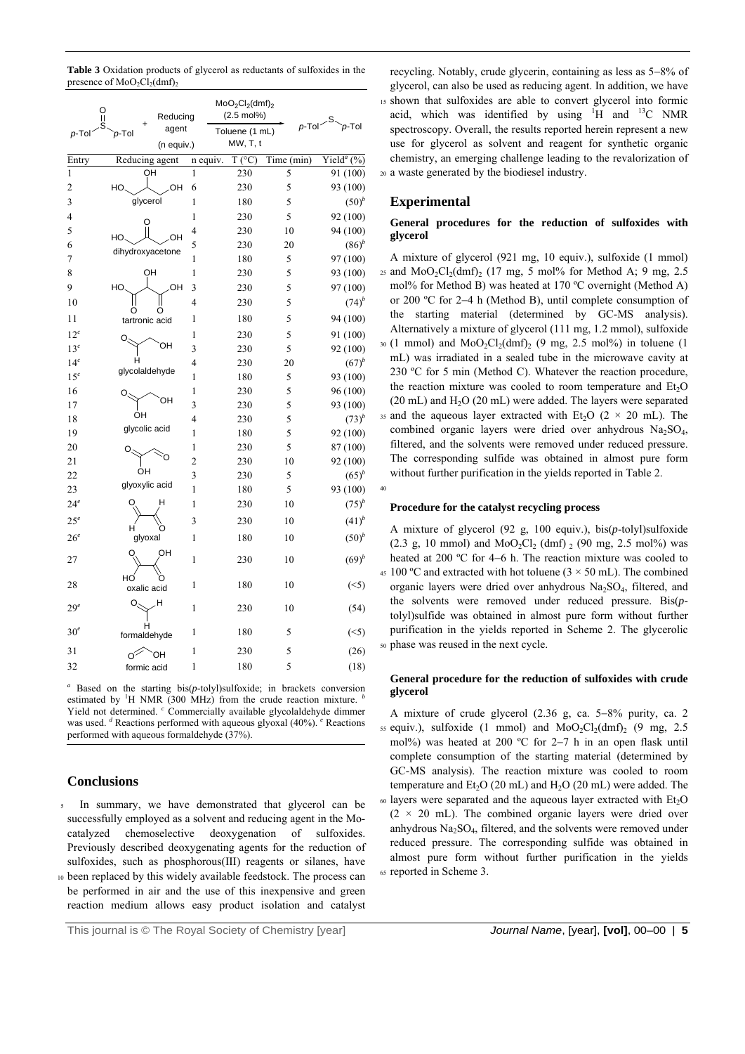**Table 3** Oxidation products of glycerol as reductants of sulfoxides in the presence of $MoO_2Cl_2(dmf)_2$

p-Tol–S(O)–p-Tol + Reducing agent (n equiv.) → [$MoO_2Cl_2(dmf)_2$ (2.5 mol%), Toluene (1 mL), MW, T, t] → p-Tol–S–p-Tol

| Entry | Reducing agent | n equiv. | T (°C) | Time (min) | Yield[a] (%) |
|---|---|---|---|---|---|
| 1 | glycerol | 1 | 230 | 5 | 91 (100) |
| 2 | glycerol | 6 | 230 | 5 | 93 (100) |
| 3 | glycerol | 1 | 180 | 5 | (50)[b] |
| 4 | dihydroxyacetone | 1 | 230 | 5 | 92 (100) |
| 5 | dihydroxyacetone | 4 | 230 | 10 | 94 (100) |
| 6 | dihydroxyacetone | 5 | 230 | 20 | (86)[b] |
| 7 | dihydroxyacetone | 1 | 180 | 5 | 97 (100) |
| 8 | tartronic acid | 1 | 230 | 5 | 93 (100) |
| 9 | tartronic acid | 3 | 230 | 5 | 97 (100) |
| 10 | tartronic acid | 4 | 230 | 5 | (74)[b] |
| 11 | tartronic acid | 1 | 180 | 5 | 94 (100) |
| 12[c] | glycolaldehyde | 1 | 230 | 5 | 91 (100) |
| 13[c] | glycolaldehyde | 3 | 230 | 5 | 92 (100) |
| 14[c] | glycolaldehyde | 4 | 230 | 20 | (67)[b] |
| 15[c] | glycolaldehyde | 1 | 180 | 5 | 93 (100) |
| 16 | glycolic acid | 1 | 230 | 5 | 96 (100) |
| 17 | glycolic acid | 3 | 230 | 5 | 93 (100) |
| 18 | glycolic acid | 4 | 230 | 5 | (73)[b] |
| 19 | glycolic acid | 1 | 180 | 5 | 92 (100) |
| 20 | glyoxylic acid | 1 | 230 | 5 | 87 (100) |
| 21 | glyoxylic acid | 2 | 230 | 10 | 92 (100) |
| 22 | glyoxylic acid | 3 | 230 | 5 | (65)[b] |
| 23 | glyoxylic acid | 1 | 180 | 5 | 93 (100) |
| 24[e] | glyoxal | 1 | 230 | 10 | (75)[b] |
| 25[e] | glyoxal | 3 | 230 | 10 | (41)[b] |
| 26[e] | glyoxal | 1 | 180 | 10 | (50)[b] |
| 27 | oxalic acid | 1 | 230 | 10 | (69)[b] |
| 28 | oxalic acid | 1 | 180 | 10 | (<5) |
| 29[e] | formaldehyde | 1 | 230 | 10 | (54) |
| 30[e] | formaldehyde | 1 | 180 | 5 | (<5) |
| 31 | formic acid | 1 | 230 | 5 | (26) |
| 32 | formic acid | 1 | 180 | 5 | (18) |

[a] Based on the starting bis(*p*-tolyl)sulfoxide; in brackets conversion estimated by $^1H$ NMR (300 MHz) from the crude reaction mixture. [b] Yield not determined. [c] Commercially available glycolaldehyde dimmer was used. [d] Reactions performed with aqueous glyoxal (40%). [e] Reactions performed with aqueous formaldehyde (37%).

## Conclusions

In summary, we have demonstrated that glycerol can be successfully employed as a solvent and reducing agent in the Mo-catalyzed chemoselective deoxygenation of sulfoxides. Previously described deoxygenating agents for the reduction of sulfoxides, such as phosphorous(III) reagents or silanes, have been replaced by this widely available feedstock. The process can be performed in air and the use of this inexpensive and green reaction medium allows easy product isolation and catalyst recycling. Notably, crude glycerin, containing as less as 5−8% of glycerol, can also be used as reducing agent. In addition, we have shown that sulfoxides are able to convert glycerol into formic acid, which was identified by using $^1H$ and $^{13}C$ NMR spectroscopy. Overall, the results reported herein represent a new use for glycerol as solvent and reagent for synthetic organic chemistry, an emerging challenge leading to the revalorization of a waste generated by the biodiesel industry.

## Experimental

### General procedures for the reduction of sulfoxides with glycerol

A mixture of glycerol (921 mg, 10 equiv.), sulfoxide (1 mmol) and $MoO_2Cl_2(dmf)_2$ (17 mg, 5 mol% for Method A; 9 mg, 2.5 mol% for Method B) was heated at 170 ºC overnight (Method A) or 200 ºC for 2−4 h (Method B), until complete consumption of the starting material (determined by GC-MS analysis). Alternatively a mixture of glycerol (111 mg, 1.2 mmol), sulfoxide (1 mmol) and $MoO_2Cl_2(dmf)_2$ (9 mg, 2.5 mol%) in toluene (1 mL) was irradiated in a sealed tube in the microwave cavity at 230 ºC for 5 min (Method C). Whatever the reaction procedure, the reaction mixture was cooled to room temperature and $Et_2O$ (20 mL) and $H_2O$ (20 mL) were added. The layers were separated and the aqueous layer extracted with $Et_2O$ (2 × 20 mL). The combined organic layers were dried over anhydrous $Na_2SO_4$, filtered, and the solvents were removed under reduced pressure. The corresponding sulfide was obtained in almost pure form without further purification in the yields reported in Table 2.

### Procedure for the catalyst recycling process

A mixture of glycerol (92 g, 100 equiv.), bis(*p*-tolyl)sulfoxide (2.3 g, 10 mmol) and $MoO_2Cl_2(dmf)_2$ (90 mg, 2.5 mol%) was heated at 200 ºC for 4−6 h. The reaction mixture was cooled to 100 ºC and extracted with hot toluene (3 × 50 mL). The combined organic layers were dried over anhydrous $Na_2SO_4$, filtered, and the solvents were removed under reduced pressure. Bis(*p*-tolyl)sulfide was obtained in almost pure form without further purification in the yields reported in Scheme 2. The glycerolic phase was reused in the next cycle.

### General procedure for the reduction of sulfoxides with crude glycerol

A mixture of crude glycerol (2.36 g, ca. 5−8% purity, ca. 2 equiv.), sulfoxide (1 mmol) and $MoO_2Cl_2(dmf)_2$ (9 mg, 2.5 mol%) was heated at 200 ºC for 2−7 h in an open flask until complete consumption of the starting material (determined by GC-MS analysis). The reaction mixture was cooled to room temperature and $Et_2O$ (20 mL) and $H_2O$ (20 mL) were added. The layers were separated and the aqueous layer extracted with $Et_2O$ (2 × 20 mL). The combined organic layers were dried over anhydrous $Na_2SO_4$, filtered, and the solvents were removed under reduced pressure. The corresponding sulfide was obtained in almost pure form without further purification in the yields reported in Scheme 3.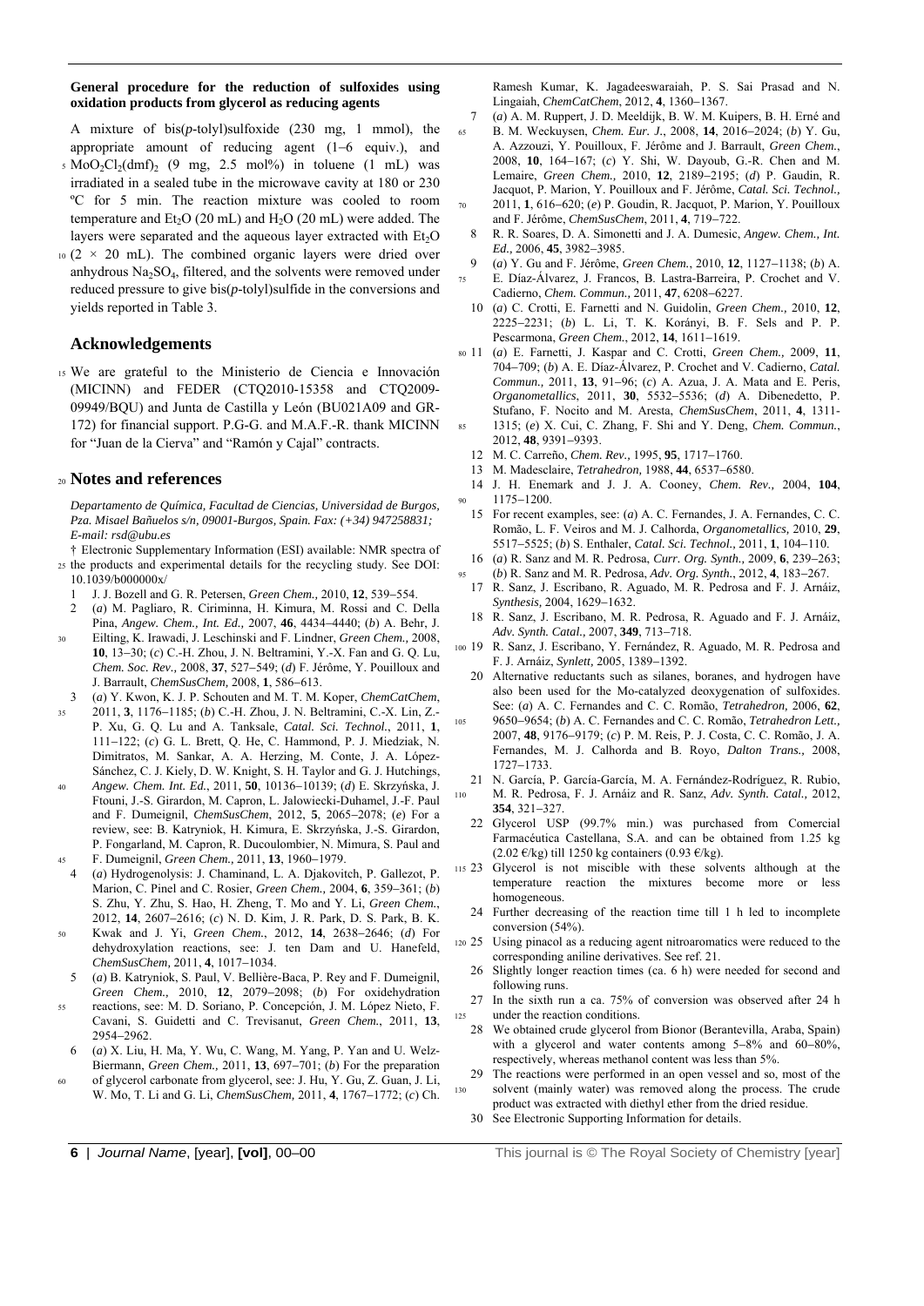**General procedure for the reduction of sulfoxides using oxidation products from glycerol as reducing agents**

A mixture of bis(*p*-tolyl)sulfoxide (230 mg, 1 mmol), the appropriate amount of reducing agent (1–6 equiv.), and $MoO_2Cl_2(dmf)_2$ (9 mg, 2.5 mol%) in toluene (1 mL) was irradiated in a sealed tube in the microwave cavity at 180 or 230 ºC for 5 min. The reaction mixture was cooled to room temperature and $Et_2O$ (20 mL) and $H_2O$ (20 mL) were added. The layers were separated and the aqueous layer extracted with $Et_2O$ (2 × 20 mL). The combined organic layers were dried over anhydrous $Na_2SO_4$, filtered, and the solvents were removed under reduced pressure to give bis(*p*-tolyl)sulfide in the conversions and yields reported in Table 3.

## Acknowledgements

We are grateful to the Ministerio de Ciencia e Innovación (MICINN) and FEDER (CTQ2010-15358 and CTQ2009-09949/BQU) and Junta de Castilla y León (BU021A09 and GR-172) for financial support. P.G-G. and M.A.F.-R. thank MICINN for "Juan de la Cierva" and "Ramón y Cajal" contracts.

## Notes and references

*Departamento de Química, Facultad de Ciencias, Universidad de Burgos, Pza. Misael Bañuelos s/n, 09001-Burgos, Spain. Fax: (+34) 947258831; E-mail: rsd@ubu.es*

† Electronic Supplementary Information (ESI) available: NMR spectra of the products and experimental details for the recycling study. See DOI: 10.1039/b000000x/

1. J. J. Bozell and G. R. Petersen, *Green Chem.,* 2010, **12**, 539–554.
2. (*a*) M. Pagliaro, R. Ciriminna, H. Kimura, M. Rossi and C. Della Pina, *Angew. Chem., Int. Ed.,* 2007, **46**, 4434–4440; (*b*) A. Behr, J. Eilting, K. Irawadi, J. Leschinski and F. Lindner, *Green Chem.,* 2008, **10**, 13–30; (*c*) C.-H. Zhou, J. N. Beltramini, Y.-X. Fan and G. Q. Lu, *Chem. Soc. Rev.,* 2008, **37**, 527–549; (*d*) F. Jérôme, Y. Pouilloux and J. Barrault, *ChemSusChem,* 2008, **1**, 586–613.
3. (*a*) Y. Kwon, K. J. P. Schouten and M. T. M. Koper, *ChemCatChem*, 2011, **3**, 1176–1185; (*b*) C.-H. Zhou, J. N. Beltramini, C.-X. Lin, Z.-P. Xu, G. Q. Lu and A. Tanksale, *Catal. Sci. Technol.*, 2011, **1**, 111–122; (*c*) G. L. Brett, Q. He, C. Hammond, P. J. Miedziak, N. Dimitratos, M. Sankar, A. A. Herzing, M. Conte, J. A. López-Sánchez, C. J. Kiely, D. W. Knight, S. H. Taylor and G. J. Hutchings, *Angew. Chem. Int. Ed.*, 2011, **50**, 10136–10139; (*d*) E. Skrzyńska, J. Ftouni, J.-S. Girardon, M. Capron, L. Jalowiecki-Duhamel, J.-F. Paul and F. Dumeignil, *ChemSusChem*, 2012, **5**, 2065–2078; (*e*) For a review, see: B. Katryniok, H. Kimura, E. Skrzyńska, J.-S. Girardon, P. Fongarland, M. Capron, R. Ducoulombier, N. Mimura, S. Paul and F. Dumeignil, *Green Chem.,* 2011, **13**, 1960–1979.
4. (*a*) Hydrogenolysis: J. Chaminand, L. A. Djakovitch, P. Gallezot, P. Marion, C. Pinel and C. Rosier, *Green Chem.,* 2004, **6**, 359–361; (*b*) S. Zhu, Y. Zhu, S. Hao, H. Zheng, T. Mo and Y. Li, *Green Chem.*, 2012, **14**, 2607–2616; (*c*) N. D. Kim, J. R. Park, D. S. Park, B. K. Kwak and J. Yi, *Green Chem.*, 2012, **14**, 2638–2646; (*d*) For dehydroxylation reactions, see: J. ten Dam and U. Hanefeld, *ChemSusChem,* 2011, **4**, 1017–1034.
5. (*a*) B. Katryniok, S. Paul, V. Bellière-Baca, P. Rey and F. Dumeignil, *Green Chem.,* 2010, **12**, 2079–2098; (*b*) For oxidehydration reactions, see: M. D. Soriano, P. Concepción, J. M. López Nieto, F. Cavani, S. Guidetti and C. Trevisanut, *Green Chem.*, 2011, **13**, 2954–2962.
6. (*a*) X. Liu, H. Ma, Y. Wu, C. Wang, M. Yang, P. Yan and U. Welz-Biermann, *Green Chem.,* 2011, **13**, 697–701; (*b*) For the preparation of glycerol carbonate from glycerol, see: J. Hu, Y. Gu, Z. Guan, J. Li, W. Mo, T. Li and G. Li, *ChemSusChem,* 2011, **4**, 1767–1772; (*c*) Ch. Ramesh Kumar, K. Jagadeeswaraiah, P. S. Sai Prasad and N. Lingaiah, *ChemCatChem*, 2012, **4**, 1360–1367.
7. (*a*) A. M. Ruppert, J. D. Meeldijk, B. W. M. Kuipers, B. H. Erné and B. M. Weckuysen, *Chem. Eur. J.*, 2008, **14**, 2016–2024; (*b*) Y. Gu, A. Azzouzi, Y. Pouilloux, F. Jérôme and J. Barrault, *Green Chem.*, 2008, **10**, 164–167; (*c*) Y. Shi, W. Dayoub, G.-R. Chen and M. Lemaire, *Green Chem.,* 2010, **12**, 2189–2195; (*d*) P. Gaudin, R. Jacquot, P. Marion, Y. Pouilloux and F. Jérôme, *Catal. Sci. Technol.,* 2011, **1**, 616–620; (*e*) P. Goudin, R. Jacquot, P. Marion, Y. Pouilloux and F. Jérôme, *ChemSusChem*, 2011, **4**, 719–722.
8. R. R. Soares, D. A. Simonetti and J. A. Dumesic, *Angew. Chem., Int. Ed.,* 2006, **45**, 3982–3985.
9. (*a*) Y. Gu and F. Jérôme, *Green Chem.*, 2010, **12**, 1127–1138; (*b*) A. E. Díaz-Álvarez, J. Francos, B. Lastra-Barreira, P. Crochet and V. Cadierno, *Chem. Commun.,* 2011, **47**, 6208–6227.
10. (*a*) C. Crotti, E. Farnetti and N. Guidolin, *Green Chem.,* 2010, **12**, 2225–2231; (*b*) L. Li, T. K. Korányi, B. F. Sels and P. P. Pescarmona, *Green Chem.*, 2012, **14**, 1611–1619.
11. (*a*) E. Farnetti, J. Kaspar and C. Crotti, *Green Chem.,* 2009, **11**, 704–709; (*b*) A. E. Díaz-Álvarez, P. Crochet and V. Cadierno, *Catal. Commun.,* 2011, **13**, 91–96; (*c*) A. Azua, J. A. Mata and E. Peris, *Organometallics*, 2011, **30**, 5532–5536; (*d*) A. Dibenedetto, P. Stufano, F. Nocito and M. Aresta, *ChemSusChem*, 2011, **4**, 1311-1315; (*e*) X. Cui, C. Zhang, F. Shi and Y. Deng, *Chem. Commun.*, 2012, **48**, 9391–9393.
12. M. C. Carreño, *Chem. Rev.,* 1995, **95**, 1717–1760.
13. M. Madesclaire, *Tetrahedron,* 1988, **44**, 6537–6580.
14. J. H. Enemark and J. J. A. Cooney, *Chem. Rev.,* 2004, **104**, 1175–1200.
15. For recent examples, see: (*a*) A. C. Fernandes, J. A. Fernandes, C. C. Romão, L. F. Veiros and M. J. Calhorda, *Organometallics,* 2010, **29**, 5517–5525; (*b*) S. Enthaler, *Catal. Sci. Technol.*, 2011, **1**, 104–110.
16. (*a*) R. Sanz and M. R. Pedrosa, *Curr. Org. Synth.,* 2009, **6**, 239–263; (*b*) R. Sanz and M. R. Pedrosa, *Adv. Org. Synth.*, 2012, **4**, 183–267.
17. R. Sanz, J. Escribano, R. Aguado, M. R. Pedrosa and F. J. Arnáiz, *Synthesis,* 2004, 1629–1632.
18. R. Sanz, J. Escribano, M. R. Pedrosa, R. Aguado and F. J. Arnáiz, *Adv. Synth. Catal.,* 2007, **349**, 713–718.
19. R. Sanz, J. Escribano, Y. Fernández, R. Aguado, M. R. Pedrosa and F. J. Arnáiz, *Synlett,* 2005, 1389–1392.
20. Alternative reductants such as silanes, boranes, and hydrogen have also been used for the Mo-catalyzed deoxygenation of sulfoxides. See: (*a*) A. C. Fernandes and C. C. Romão, *Tetrahedron,* 2006, **62**, 9650–9654; (*b*) A. C. Fernandes and C. C. Romão, *Tetrahedron Lett.,* 2007, **48**, 9176–9179; (*c*) P. M. Reis, P. J. Costa, C. C. Romão, J. A. Fernandes, M. J. Calhorda and B. Royo, *Dalton Trans.*, 2008, 1727–1733.
21. N. García, P. García-García, M. A. Fernández-Rodríguez, R. Rubio, M. R. Pedrosa, F. J. Arnáiz and R. Sanz, *Adv. Synth. Catal.,* 2012, **354**, 321–327.
22. Glycerol USP (99.7% min.) was purchased from Comercial Farmacéutica Castellana, S.A. and can be obtained from 1.25 kg (2.02 €/kg) till 1250 kg containers (0.93 €/kg).
23. Glycerol is not miscible with these solvents although at the temperature reaction the mixtures become more or less homogeneous.
24. Further decreasing of the reaction time till 1 h led to incomplete conversion (54%).
25. Using pinacol as a reducing agent nitroaromatics were reduced to the corresponding aniline derivatives. See ref. 21.
26. Slightly longer reaction times (ca. 6 h) were needed for second and following runs.
27. In the sixth run a ca. 75% of conversion was observed after 24 h under the reaction conditions.
28. We obtained crude glycerol from Bionor (Berantevilla, Araba, Spain) with a glycerol and water contents among 5–8% and 60–80%, respectively, whereas methanol content was less than 5%.
29. The reactions were performed in an open vessel and so, most of the solvent (mainly water) was removed along the process. The crude product was extracted with diethyl ether from the dried residue.
30. See Electronic Supporting Information for details.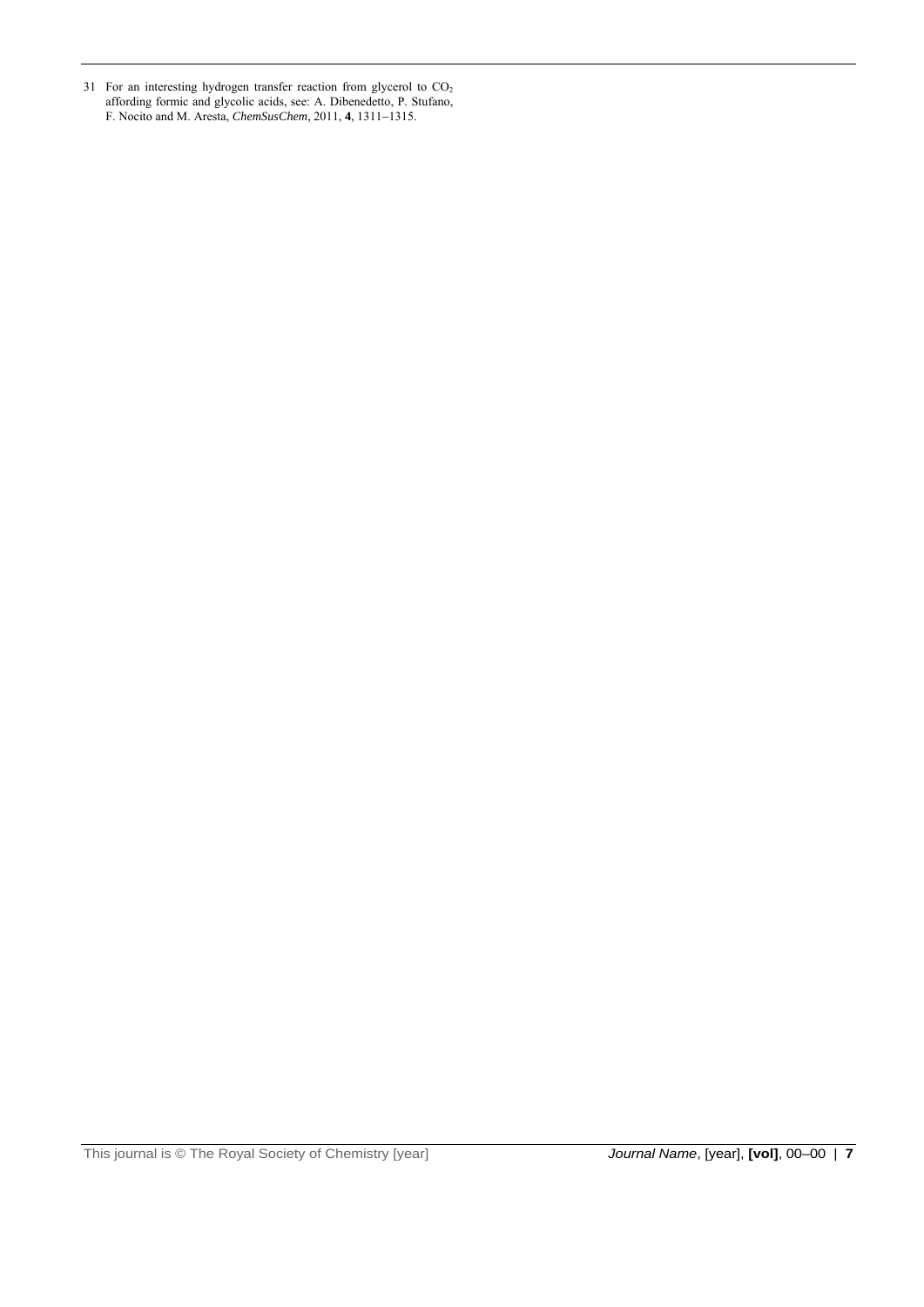31 For an interesting hydrogen transfer reaction from glycerol to $CO_2$ affording formic and glycolic acids, see: A. Dibenedetto, P. Stufano, F. Nocito and M. Aresta, *ChemSusChem*, 2011, **4**, 1311–1315.